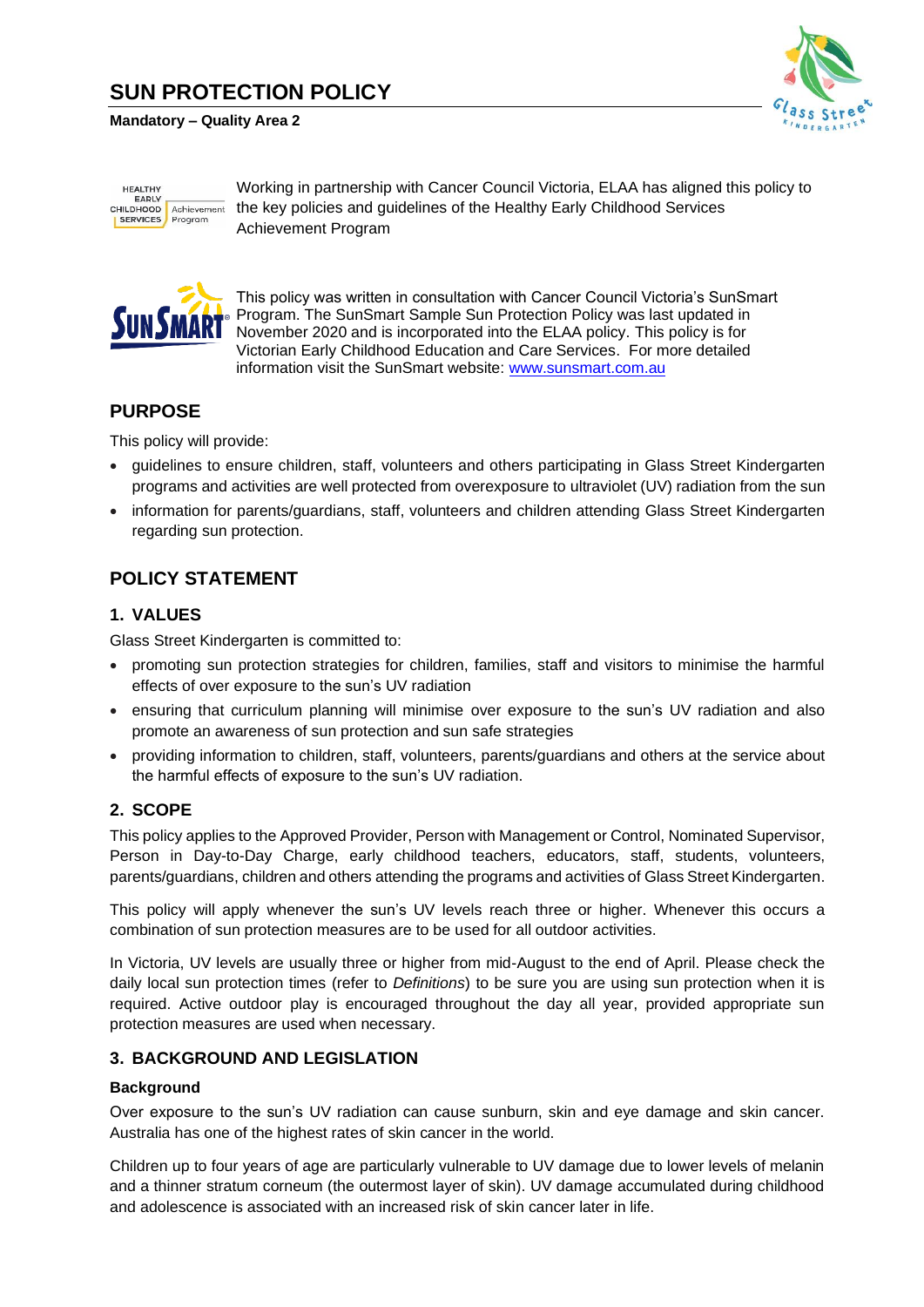# SUN PROTECTION POLICY

**Mandatory – Quality Area 2**

Working in partnership with Cancer Council Victoria, ELAA has aligned this policy to the key policies and guidelines of the Healthy Early Childhood Services Achievement Program

This policy was written in consultation with Cancer Council Victoria's SunSmart Program. The SunSmart Sample Sun Protection Policy was last updated in November 2020 and is incorporated into the ELAA policy. This policy is for Victorian Early Childhood Education and Care Services. For more detailed information visit the SunSmart website: www.sunsmart.com.au

## PURPOSE

This policy will provide:

- guidelines to ensure children, staff, volunteers and others participating in Glass Street Kindergarten programs and activities are well protected from overexposure to ultraviolet (UV) radiation from the sun
- information for parents/guardians, staff, volunteers and children attending Glass Street Kindergarten regarding sun protection.

## POLICY STATEMENT

### 1. VALUES

Glass Street Kindergarten is committed to:

- promoting sun protection strategies for children, families, staff and visitors to minimise the harmful effects of over exposure to the sun's UV radiation
- ensuring that curriculum planning will minimise over exposure to the sun's UV radiation and also promote an awareness of sun protection and sun safe strategies
- providing information to children, staff, volunteers, parents/guardians and others at the service about the harmful effects of exposure to the sun's UV radiation.

### 2. SCOPE

This policy applies to the Approved Provider, Person with Management or Control, Nominated Supervisor, Person in Day-to-Day Charge, early childhood teachers, educators, staff, students, volunteers, parents/guardians, children and others attending the programs and activities of Glass Street Kindergarten.

This policy will apply whenever the sun's UV levels reach three or higher. Whenever this occurs a combination of sun protection measures are to be used for all outdoor activities.

In Victoria, UV levels are usually three or higher from mid-August to the end of April. Please check the daily local sun protection times (refer to *Definitions*) to be sure you are using sun protection when it is required. Active outdoor play is encouraged throughout the day all year, provided appropriate sun protection measures are used when necessary.

### 3. BACKGROUND AND LEGISLATION

**Background**

Over exposure to the sun's UV radiation can cause sunburn, skin and eye damage and skin cancer. Australia has one of the highest rates of skin cancer in the world.

Children up to four years of age are particularly vulnerable to UV damage due to lower levels of melanin and a thinner stratum corneum (the outermost layer of skin). UV damage accumulated during childhood and adolescence is associated with an increased risk of skin cancer later in life.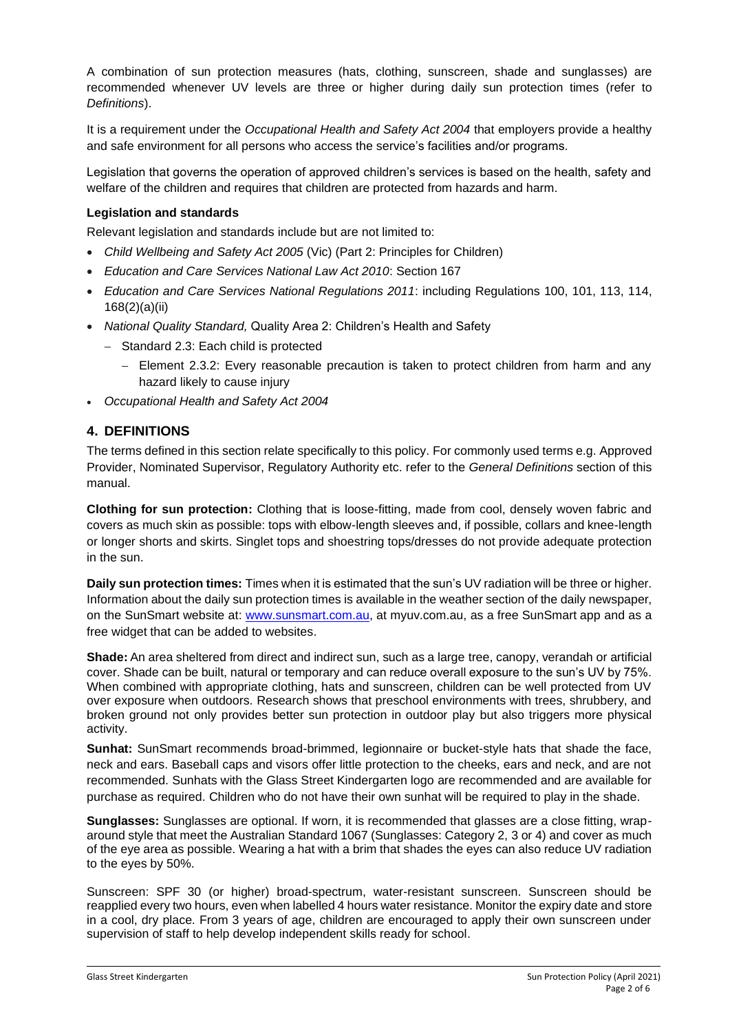A combination of sun protection measures (hats, clothing, sunscreen, shade and sunglasses) are recommended whenever UV levels are three or higher during daily sun protection times (refer to *Definitions*).

It is a requirement under the *Occupational Health and Safety Act 2004* that employers provide a healthy and safe environment for all persons who access the service's facilities and/or programs.

Legislation that governs the operation of approved children's services is based on the health, safety and welfare of the children and requires that children are protected from hazards and harm.

**Legislation and standards**

Relevant legislation and standards include but are not limited to:

- *Child Wellbeing and Safety Act 2005* (Vic) (Part 2: Principles for Children)
- *Education and Care Services National Law Act 2010*: Section 167
- *Education and Care Services National Regulations 2011*: including Regulations 100, 101, 113, 114, 168(2)(a)(ii)
- *National Quality Standard,* Quality Area 2: Children's Health and Safety
  - Standard 2.3: Each child is protected
    - Element 2.3.2: Every reasonable precaution is taken to protect children from harm and any hazard likely to cause injury
- *Occupational Health and Safety Act 2004*

## 4. DEFINITIONS

The terms defined in this section relate specifically to this policy. For commonly used terms e.g. Approved Provider, Nominated Supervisor, Regulatory Authority etc. refer to the *General Definitions* section of this manual.

**Clothing for sun protection:** Clothing that is loose-fitting, made from cool, densely woven fabric and covers as much skin as possible: tops with elbow-length sleeves and, if possible, collars and knee-length or longer shorts and skirts. Singlet tops and shoestring tops/dresses do not provide adequate protection in the sun.

**Daily sun protection times:** Times when it is estimated that the sun's UV radiation will be three or higher. Information about the daily sun protection times is available in the weather section of the daily newspaper, on the SunSmart website at: www.sunsmart.com.au, at myuv.com.au, as a free SunSmart app and as a free widget that can be added to websites.

**Shade:** An area sheltered from direct and indirect sun, such as a large tree, canopy, verandah or artificial cover. Shade can be built, natural or temporary and can reduce overall exposure to the sun's UV by 75%. When combined with appropriate clothing, hats and sunscreen, children can be well protected from UV over exposure when outdoors. Research shows that preschool environments with trees, shrubbery, and broken ground not only provides better sun protection in outdoor play but also triggers more physical activity.

**Sunhat:** SunSmart recommends broad-brimmed, legionnaire or bucket-style hats that shade the face, neck and ears. Baseball caps and visors offer little protection to the cheeks, ears and neck, and are not recommended. Sunhats with the Glass Street Kindergarten logo are recommended and are available for purchase as required. Children who do not have their own sunhat will be required to play in the shade.

**Sunglasses:** Sunglasses are optional. If worn, it is recommended that glasses are a close fitting, wrap-around style that meet the Australian Standard 1067 (Sunglasses: Category 2, 3 or 4) and cover as much of the eye area as possible. Wearing a hat with a brim that shades the eyes can also reduce UV radiation to the eyes by 50%.

Sunscreen: SPF 30 (or higher) broad-spectrum, water-resistant sunscreen. Sunscreen should be reapplied every two hours, even when labelled 4 hours water resistance. Monitor the expiry date and store in a cool, dry place. From 3 years of age, children are encouraged to apply their own sunscreen under supervision of staff to help develop independent skills ready for school.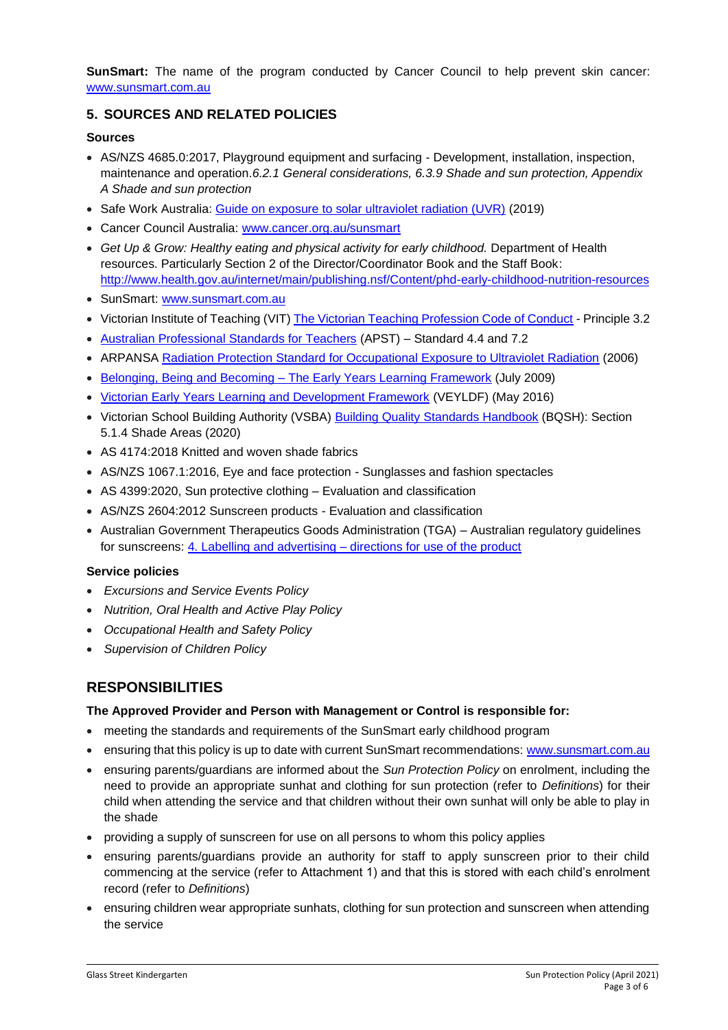**SunSmart:** The name of the program conducted by Cancer Council to help prevent skin cancer: www.sunsmart.com.au

## 5. SOURCES AND RELATED POLICIES

### Sources

- AS/NZS 4685.0:2017, Playground equipment and surfacing - Development, installation, inspection, maintenance and operation.*6.2.1 General considerations, 6.3.9 Shade and sun protection, Appendix A Shade and sun protection*
- Safe Work Australia: Guide on exposure to solar ultraviolet radiation (UVR) (2019)
- Cancer Council Australia: www.cancer.org.au/sunsmart
- *Get Up & Grow: Healthy eating and physical activity for early childhood.* Department of Health resources. Particularly Section 2 of the Director/Coordinator Book and the Staff Book: http://www.health.gov.au/internet/main/publishing.nsf/Content/phd-early-childhood-nutrition-resources
- SunSmart: www.sunsmart.com.au
- Victorian Institute of Teaching (VIT) The Victorian Teaching Profession Code of Conduct - Principle 3.2
- Australian Professional Standards for Teachers (APST) – Standard 4.4 and 7.2
- ARPANSA Radiation Protection Standard for Occupational Exposure to Ultraviolet Radiation (2006)
- Belonging, Being and Becoming – The Early Years Learning Framework (July 2009)
- Victorian Early Years Learning and Development Framework (VEYLDF) (May 2016)
- Victorian School Building Authority (VSBA) Building Quality Standards Handbook (BQSH): Section 5.1.4 Shade Areas (2020)
- AS 4174:2018 Knitted and woven shade fabrics
- AS/NZS 1067.1:2016, Eye and face protection - Sunglasses and fashion spectacles
- AS 4399:2020, Sun protective clothing – Evaluation and classification
- AS/NZS 2604:2012 Sunscreen products - Evaluation and classification
- Australian Government Therapeutics Goods Administration (TGA) – Australian regulatory guidelines for sunscreens: 4. Labelling and advertising – directions for use of the product

### Service policies

- *Excursions and Service Events Policy*
- *Nutrition, Oral Health and Active Play Policy*
- *Occupational Health and Safety Policy*
- *Supervision of Children Policy*

# RESPONSIBILITIES

### The Approved Provider and Person with Management or Control is responsible for:

- meeting the standards and requirements of the SunSmart early childhood program
- ensuring that this policy is up to date with current SunSmart recommendations: www.sunsmart.com.au
- ensuring parents/guardians are informed about the *Sun Protection Policy* on enrolment, including the need to provide an appropriate sunhat and clothing for sun protection (refer to *Definitions*) for their child when attending the service and that children without their own sunhat will only be able to play in the shade
- providing a supply of sunscreen for use on all persons to whom this policy applies
- ensuring parents/guardians provide an authority for staff to apply sunscreen prior to their child commencing at the service (refer to Attachment 1) and that this is stored with each child's enrolment record (refer to *Definitions*)
- ensuring children wear appropriate sunhats, clothing for sun protection and sunscreen when attending the service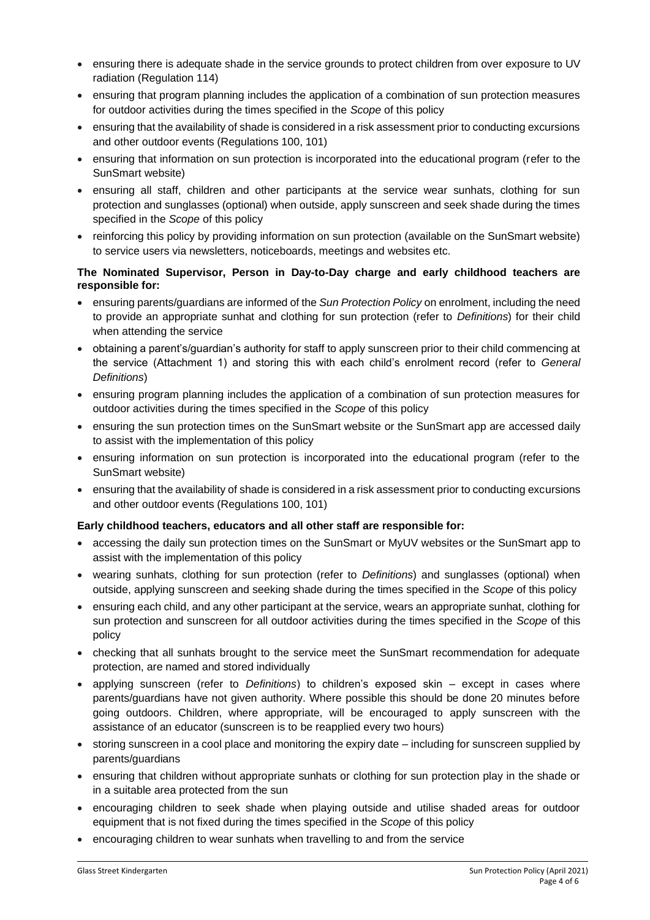- ensuring there is adequate shade in the service grounds to protect children from over exposure to UV radiation (Regulation 114)
- ensuring that program planning includes the application of a combination of sun protection measures for outdoor activities during the times specified in the *Scope* of this policy
- ensuring that the availability of shade is considered in a risk assessment prior to conducting excursions and other outdoor events (Regulations 100, 101)
- ensuring that information on sun protection is incorporated into the educational program (refer to the SunSmart website)
- ensuring all staff, children and other participants at the service wear sunhats, clothing for sun protection and sunglasses (optional) when outside, apply sunscreen and seek shade during the times specified in the *Scope* of this policy
- reinforcing this policy by providing information on sun protection (available on the SunSmart website) to service users via newsletters, noticeboards, meetings and websites etc.

**The Nominated Supervisor, Person in Day-to-Day charge and early childhood teachers are responsible for:**

- ensuring parents/guardians are informed of the *Sun Protection Policy* on enrolment, including the need to provide an appropriate sunhat and clothing for sun protection (refer to *Definitions*) for their child when attending the service
- obtaining a parent's/guardian's authority for staff to apply sunscreen prior to their child commencing at the service (Attachment 1) and storing this with each child's enrolment record (refer to *General Definitions*)
- ensuring program planning includes the application of a combination of sun protection measures for outdoor activities during the times specified in the *Scope* of this policy
- ensuring the sun protection times on the SunSmart website or the SunSmart app are accessed daily to assist with the implementation of this policy
- ensuring information on sun protection is incorporated into the educational program (refer to the SunSmart website)
- ensuring that the availability of shade is considered in a risk assessment prior to conducting excursions and other outdoor events (Regulations 100, 101)

**Early childhood teachers, educators and all other staff are responsible for:**

- accessing the daily sun protection times on the SunSmart or MyUV websites or the SunSmart app to assist with the implementation of this policy
- wearing sunhats, clothing for sun protection (refer to *Definitions*) and sunglasses (optional) when outside, applying sunscreen and seeking shade during the times specified in the *Scope* of this policy
- ensuring each child, and any other participant at the service, wears an appropriate sunhat, clothing for sun protection and sunscreen for all outdoor activities during the times specified in the *Scope* of this policy
- checking that all sunhats brought to the service meet the SunSmart recommendation for adequate protection, are named and stored individually
- applying sunscreen (refer to *Definitions*) to children's exposed skin – except in cases where parents/guardians have not given authority. Where possible this should be done 20 minutes before going outdoors. Children, where appropriate, will be encouraged to apply sunscreen with the assistance of an educator (sunscreen is to be reapplied every two hours)
- storing sunscreen in a cool place and monitoring the expiry date – including for sunscreen supplied by parents/guardians
- ensuring that children without appropriate sunhats or clothing for sun protection play in the shade or in a suitable area protected from the sun
- encouraging children to seek shade when playing outside and utilise shaded areas for outdoor equipment that is not fixed during the times specified in the *Scope* of this policy
- encouraging children to wear sunhats when travelling to and from the service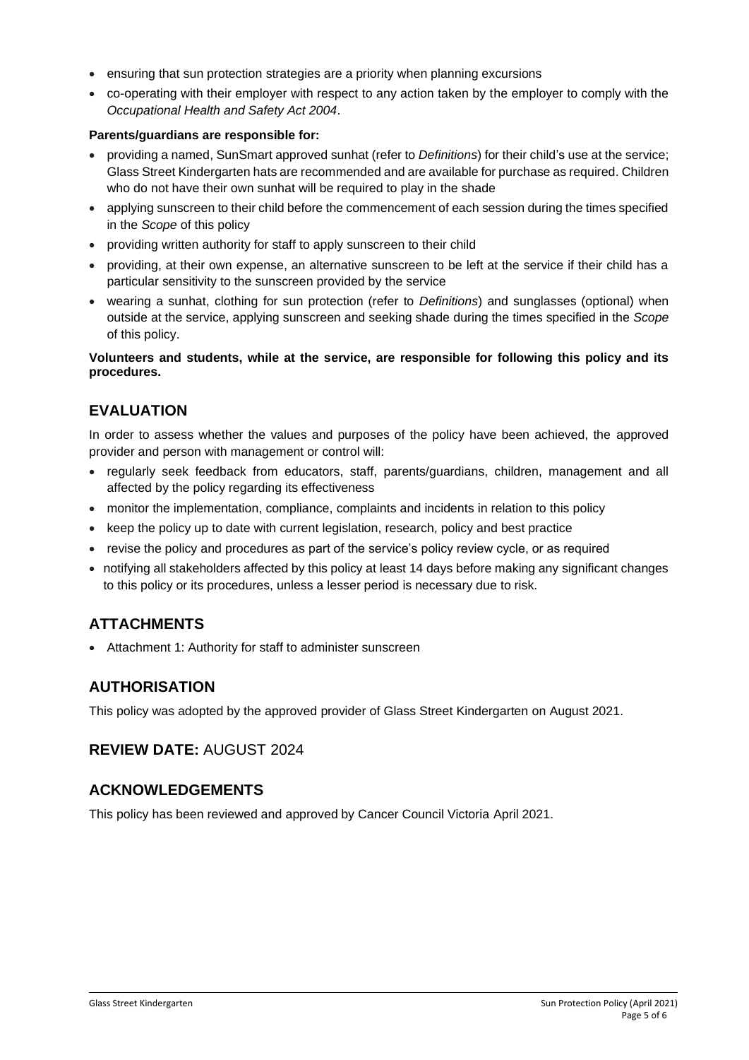- ensuring that sun protection strategies are a priority when planning excursions
- co-operating with their employer with respect to any action taken by the employer to comply with the *Occupational Health and Safety Act 2004*.

**Parents/guardians are responsible for:**

- providing a named, SunSmart approved sunhat (refer to *Definitions*) for their child's use at the service; Glass Street Kindergarten hats are recommended and are available for purchase as required. Children who do not have their own sunhat will be required to play in the shade
- applying sunscreen to their child before the commencement of each session during the times specified in the *Scope* of this policy
- providing written authority for staff to apply sunscreen to their child
- providing, at their own expense, an alternative sunscreen to be left at the service if their child has a particular sensitivity to the sunscreen provided by the service
- wearing a sunhat, clothing for sun protection (refer to *Definitions*) and sunglasses (optional) when outside at the service, applying sunscreen and seeking shade during the times specified in the *Scope* of this policy.

**Volunteers and students, while at the service, are responsible for following this policy and its procedures.**

## EVALUATION

In order to assess whether the values and purposes of the policy have been achieved, the approved provider and person with management or control will:

- regularly seek feedback from educators, staff, parents/guardians, children, management and all affected by the policy regarding its effectiveness
- monitor the implementation, compliance, complaints and incidents in relation to this policy
- keep the policy up to date with current legislation, research, policy and best practice
- revise the policy and procedures as part of the service's policy review cycle, or as required
- notifying all stakeholders affected by this policy at least 14 days before making any significant changes to this policy or its procedures, unless a lesser period is necessary due to risk.

## ATTACHMENTS

- Attachment 1: Authority for staff to administer sunscreen

## AUTHORISATION

This policy was adopted by the approved provider of Glass Street Kindergarten on August 2021.

## REVIEW DATE: AUGUST 2024

## ACKNOWLEDGEMENTS

This policy has been reviewed and approved by Cancer Council Victoria April 2021.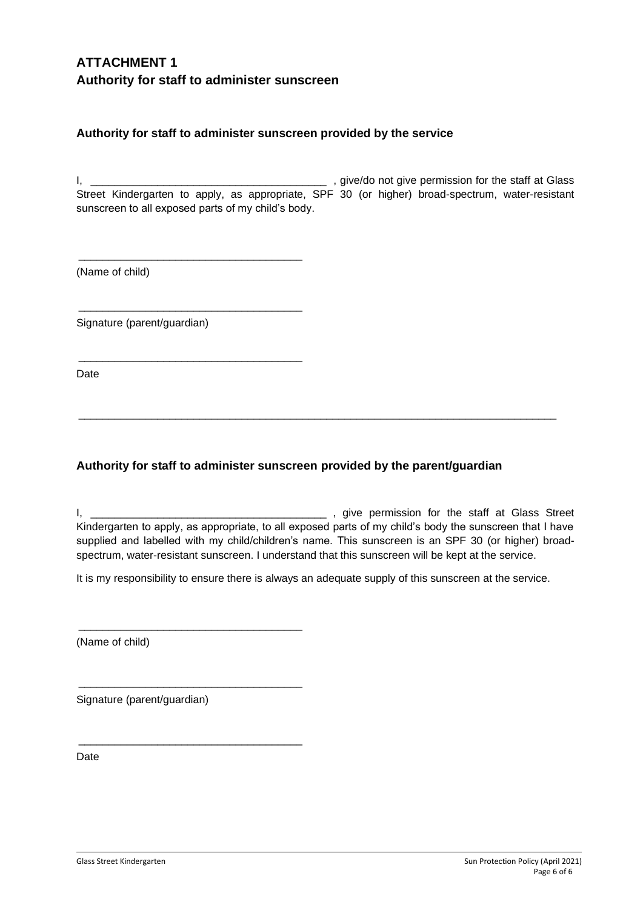# ATTACHMENT 1

## Authority for staff to administer sunscreen

### Authority for staff to administer sunscreen provided by the service

I, ________________________________________ , give/do not give permission for the staff at Glass Street Kindergarten to apply, as appropriate, SPF 30 (or higher) broad-spectrum, water-resistant sunscreen to all exposed parts of my child's body.

_____________________________________

(Name of child)

_____________________________________

Signature (parent/guardian)

_____________________________________

Date

---

### Authority for staff to administer sunscreen provided by the parent/guardian

I, ________________________________________ , give permission for the staff at Glass Street Kindergarten to apply, as appropriate, to all exposed parts of my child's body the sunscreen that I have supplied and labelled with my child/children's name. This sunscreen is an SPF 30 (or higher) broad-spectrum, water-resistant sunscreen. I understand that this sunscreen will be kept at the service.

It is my responsibility to ensure there is always an adequate supply of this sunscreen at the service.

_____________________________________

(Name of child)

_____________________________________

Signature (parent/guardian)

_____________________________________

Date